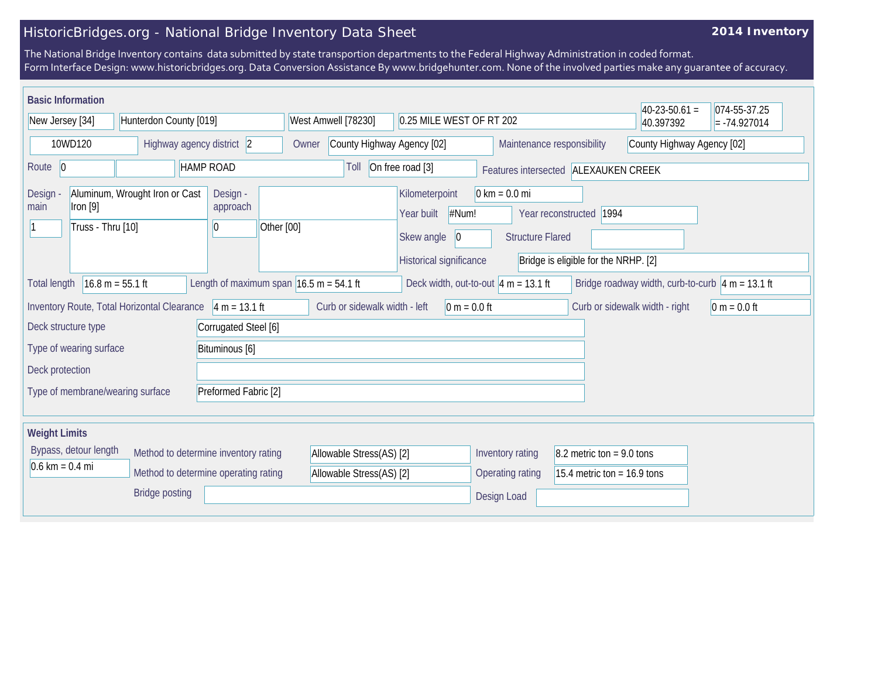# HistoricBridges.org - National Bridge Inventory Data Sheet

**2014 Inventory**

The National Bridge Inventory contains data submitted by state transportion departments to the Federal Highway Administration in coded format.
Form Interface Design: www.historicbridges.org. Data Conversion Assistance By www.bridgehunter.com. None of the involved parties make any guarantee of accuracy.

## Basic Information

| | |
|---|---|
| State | New Jersey [34] |
| County | Hunterdon County [019] |
| Place | West Amwell [78230] |
| Location | 0.25 MILE WEST OF RT 202 |
| Latitude | 40-23-50.61 = 40.397392 |
| Longitude | 074-55-37.25 = -74.927014 |
| Structure number | 10WD120 |
| Highway agency district | 2 |
| Owner | County Highway Agency [02] |
| Maintenance responsibility | County Highway Agency [02] |
| Route | 0 |
| Facility carried | HAMP ROAD |
| Toll | On free road [3] |
| Features intersected | ALEXAUKEN CREEK |
| Design - main | Aluminum, Wrought Iron or Cast Iron [9] |
| Main spans | 1 |
| Main design | Truss - Thru [10] |
| Design - approach | |
| Approach spans | 0 |
| Approach design | Other [00] |
| Kilometerpoint | 0 km = 0.0 mi |
| Year built | #Num! |
| Year reconstructed | 1994 |
| Skew angle | 0 |
| Structure Flared | |
| Historical significance | Bridge is eligible for the NRHP. [2] |
| Total length | 16.8 m = 55.1 ft |
| Length of maximum span | 16.5 m = 54.1 ft |
| Deck width, out-to-out | 4 m = 13.1 ft |
| Bridge roadway width, curb-to-curb | 4 m = 13.1 ft |
| Inventory Route, Total Horizontal Clearance | 4 m = 13.1 ft |
| Curb or sidewalk width - left | 0 m = 0.0 ft |
| Curb or sidewalk width - right | 0 m = 0.0 ft |
| Deck structure type | Corrugated Steel [6] |
| Type of wearing surface | Bituminous [6] |
| Deck protection | |
| Type of membrane/wearing surface | Preformed Fabric [2] |

## Weight Limits

| | |
|---|---|
| Bypass, detour length | 0.6 km = 0.4 mi |
| Method to determine inventory rating | Allowable Stress(AS) [2] |
| Method to determine operating rating | Allowable Stress(AS) [2] |
| Inventory rating | 8.2 metric ton = 9.0 tons |
| Operating rating | 15.4 metric ton = 16.9 tons |
| Bridge posting | |
| Design Load | |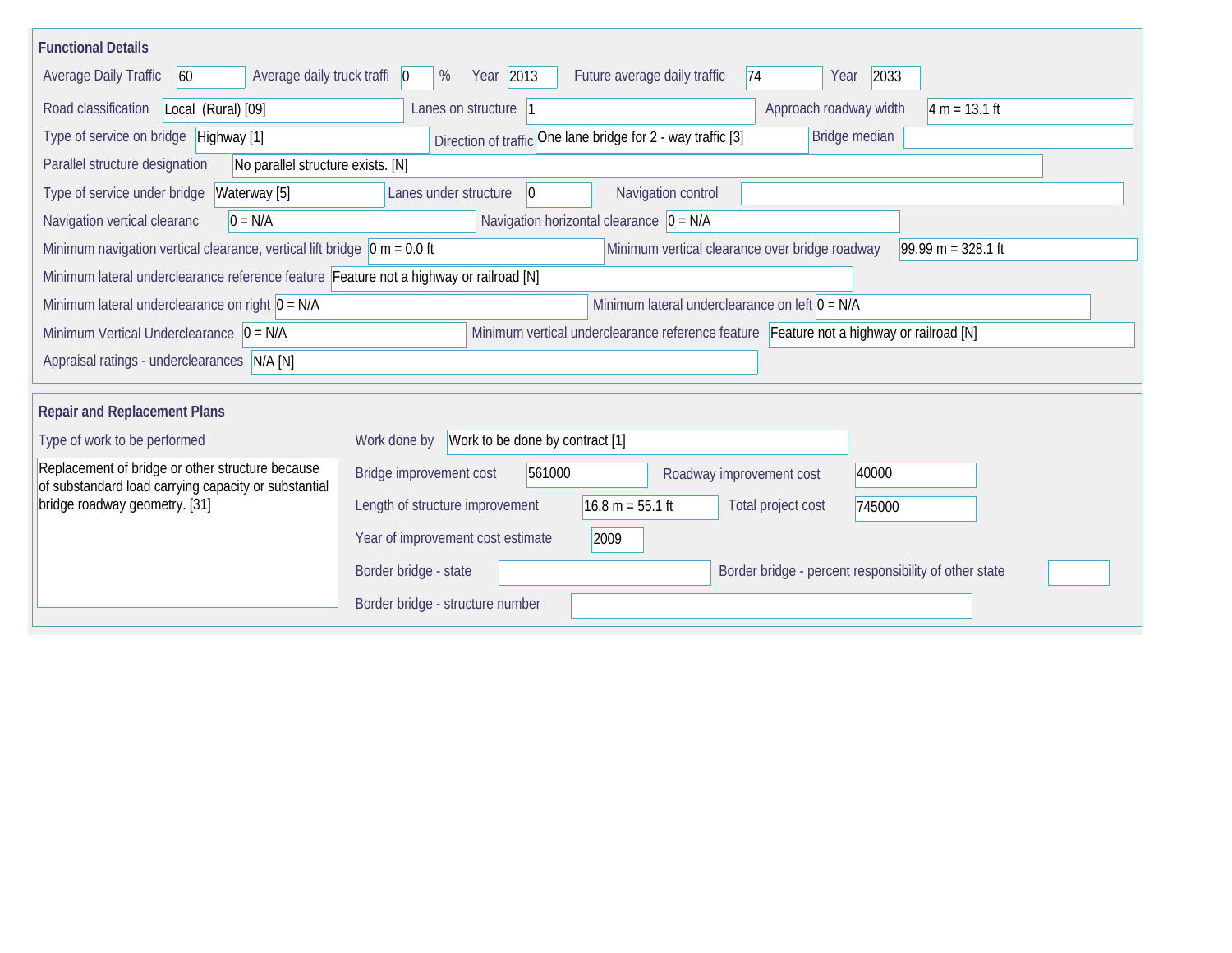## Functional Details

| Field | Value |
|---|---|
| Average Daily Traffic | 60 |
| Average daily truck traffi | 0 % |
| Year | 2013 |
| Future average daily traffic | 74 |
| Year | 2033 |
| Road classification | Local (Rural) [09] |
| Lanes on structure | 1 |
| Approach roadway width | 4 m = 13.1 ft |
| Type of service on bridge | Highway [1] |
| Direction of traffic | One lane bridge for 2 - way traffic [3] |
| Bridge median | |
| Parallel structure designation | No parallel structure exists. [N] |
| Type of service under bridge | Waterway [5] |
| Lanes under structure | 0 |
| Navigation control | |
| Navigation vertical clearanc | 0 = N/A |
| Navigation horizontal clearance | 0 = N/A |
| Minimum navigation vertical clearance, vertical lift bridge | 0 m = 0.0 ft |
| Minimum vertical clearance over bridge roadway | 99.99 m = 328.1 ft |
| Minimum lateral underclearance reference feature | Feature not a highway or railroad [N] |
| Minimum lateral underclearance on right | 0 = N/A |
| Minimum lateral underclearance on left | 0 = N/A |
| Minimum Vertical Underclearance | 0 = N/A |
| Minimum vertical underclearance reference feature | Feature not a highway or railroad [N] |
| Appraisal ratings - underclearances | N/A [N] |

## Repair and Replacement Plans

| Field | Value |
|---|---|
| Type of work to be performed | Replacement of bridge or other structure because of substandard load carrying capacity or substantial bridge roadway geometry. [31] |
| Work done by | Work to be done by contract [1] |
| Bridge improvement cost | 561000 |
| Roadway improvement cost | 40000 |
| Length of structure improvement | 16.8 m = 55.1 ft |
| Total project cost | 745000 |
| Year of improvement cost estimate | 2009 |
| Border bridge - state | |
| Border bridge - percent responsibility of other state | |
| Border bridge - structure number | |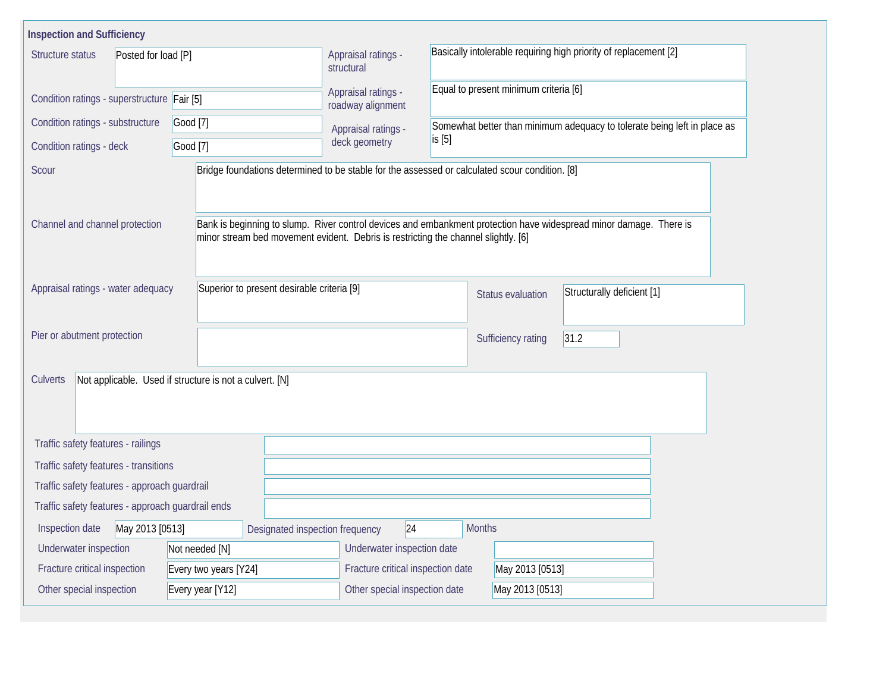## Inspection and Sufficiency

| Field | Value |
|---|---|
| Structure status | Posted for load [P] |
| Appraisal ratings - structural | Basically intolerable requiring high priority of replacement [2] |
| Condition ratings - superstructure | Fair [5] |
| Appraisal ratings - roadway alignment | Equal to present minimum criteria [6] |
| Condition ratings - substructure | Good [7] |
| Appraisal ratings - deck geometry | Somewhat better than minimum adequacy to tolerate being left in place as is [5] |
| Condition ratings - deck | Good [7] |
| Scour | Bridge foundations determined to be stable for the assessed or calculated scour condition. [8] |
| Channel and channel protection | Bank is beginning to slump. River control devices and embankment protection have widespread minor damage. There is minor stream bed movement evident. Debris is restricting the channel slightly. [6] |
| Appraisal ratings - water adequacy | Superior to present desirable criteria [9] |
| Status evaluation | Structurally deficient [1] |
| Pier or abutment protection | |
| Sufficiency rating | 31.2 |
| Culverts | Not applicable. Used if structure is not a culvert. [N] |
| Traffic safety features - railings | |
| Traffic safety features - transitions | |
| Traffic safety features - approach guardrail | |
| Traffic safety features - approach guardrail ends | |
| Inspection date | May 2013 [0513] |
| Designated inspection frequency | 24 Months |
| Underwater inspection | Not needed [N] |
| Underwater inspection date | |
| Fracture critical inspection | Every two years [Y24] |
| Fracture critical inspection date | May 2013 [0513] |
| Other special inspection | Every year [Y12] |
| Other special inspection date | May 2013 [0513] |